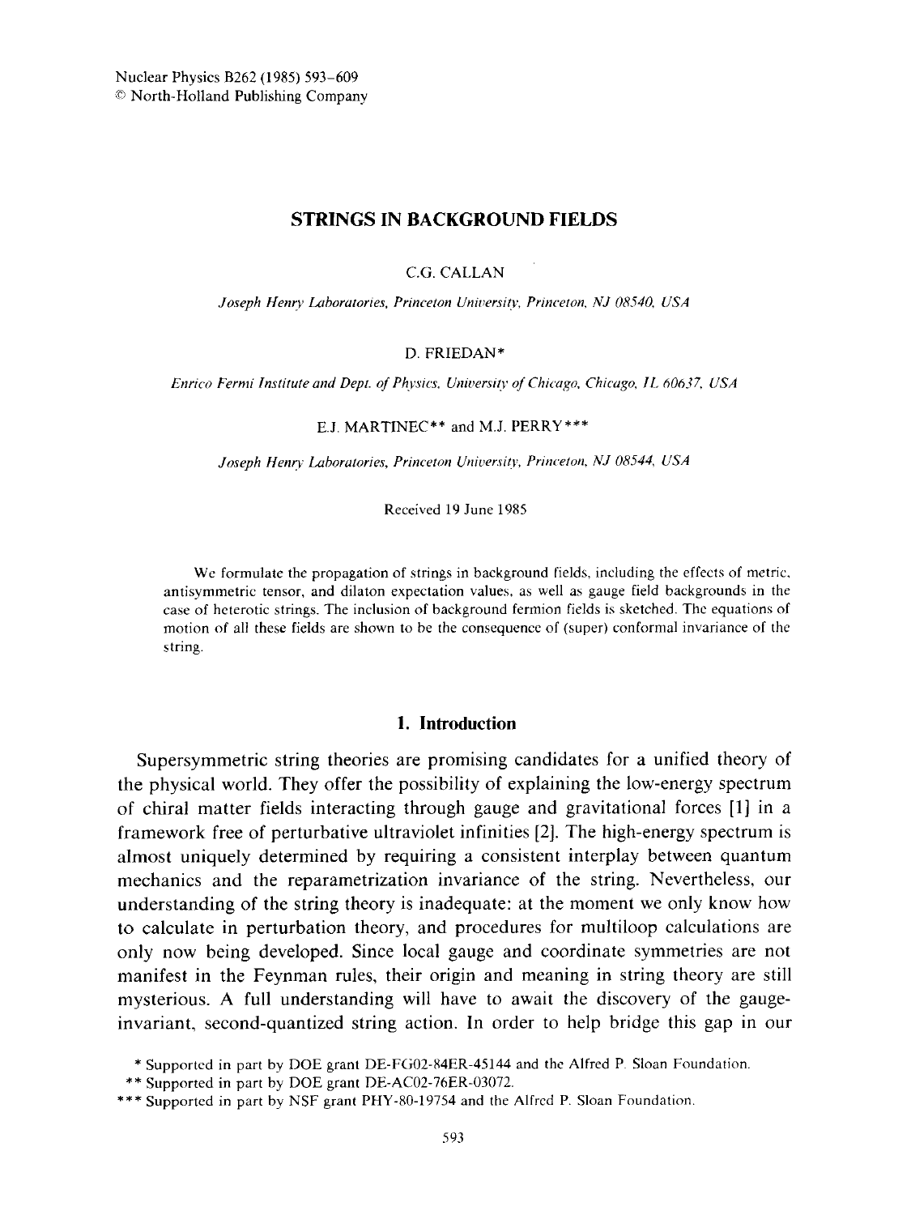# STRINGS IN BACKGROUND FIELDS

C.G. CALLAN

*Joseph Henry Laboratories, Princeton University, Princeton, NJ 08540, USA*

D. FRIEDAN*

*Enrico Fermi Institute and Dept. of Physics, University of Chicago, Chicago, IL 60637, USA*

E.J. MARTINEC** and M.J. PERRY***

*Joseph Henry Laboratories, Princeton University, Princeton, NJ 08544, USA*

Received 19 June 1985

We formulate the propagation of strings in background fields, including the effects of metric, antisymmetric tensor, and dilaton expectation values, as well as gauge field backgrounds in the case of heterotic strings. The inclusion of background fermion fields is sketched. The equations of motion of all these fields are shown to be the consequence of (super) conformal invariance of the string.

## 1. Introduction

Supersymmetric string theories are promising candidates for a unified theory of the physical world. They offer the possibility of explaining the low-energy spectrum of chiral matter fields interacting through gauge and gravitational forces [1] in a framework free of perturbative ultraviolet infinities [2]. The high-energy spectrum is almost uniquely determined by requiring a consistent interplay between quantum mechanics and the reparametrization invariance of the string. Nevertheless, our understanding of the string theory is inadequate: at the moment we only know how to calculate in perturbation theory, and procedures for multiloop calculations are only now being developed. Since local gauge and coordinate symmetries are not manifest in the Feynman rules, their origin and meaning in string theory are still mysterious. A full understanding will have to await the discovery of the gauge-invariant, second-quantized string action. In order to help bridge this gap in our

\* Supported in part by DOE grant DE-FG02-84ER-45144 and the Alfred P. Sloan Foundation.

\*\* Supported in part by DOE grant DE-AC02-76ER-03072.

\*\*\* Supported in part by NSF grant PHY-80-19754 and the Alfred P. Sloan Foundation.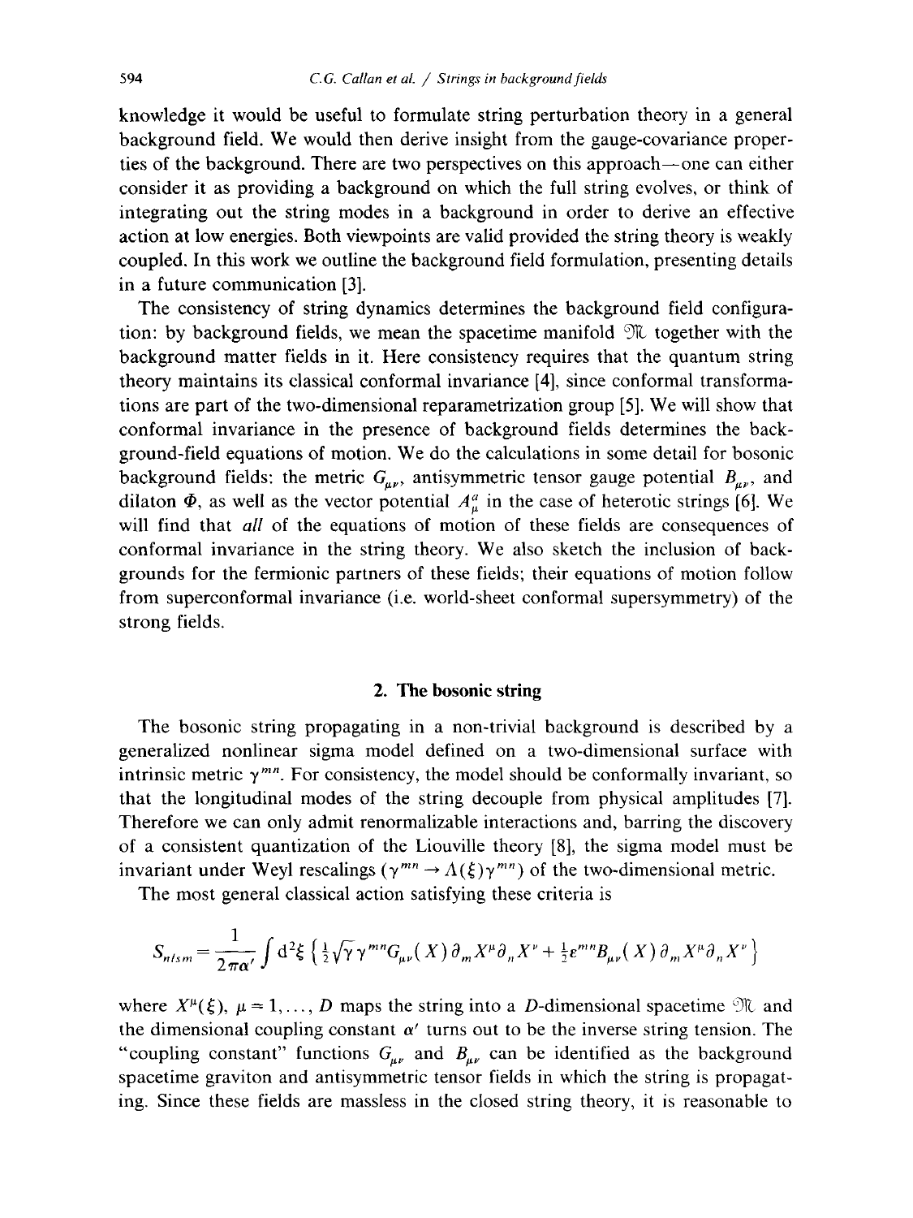knowledge it would be useful to formulate string perturbation theory in a general background field. We would then derive insight from the gauge-covariance properties of the background. There are two perspectives on this approach—one can either consider it as providing a background on which the full string evolves, or think of integrating out the string modes in a background in order to derive an effective action at low energies. Both viewpoints are valid provided the string theory is weakly coupled. In this work we outline the background field formulation, presenting details in a future communication [3].

The consistency of string dynamics determines the background field configuration: by background fields, we mean the spacetime manifold $\mathcal{M}$ together with the background matter fields in it. Here consistency requires that the quantum string theory maintains its classical conformal invariance [4], since conformal transformations are part of the two-dimensional reparametrization group [5]. We will show that conformal invariance in the presence of background fields determines the background-field equations of motion. We do the calculations in some detail for bosonic background fields: the metric $G_{\mu\nu}$, antisymmetric tensor gauge potential $B_{\mu\nu}$, and dilaton $\Phi$, as well as the vector potential $A_\mu^a$ in the case of heterotic strings [6]. We will find that *all* of the equations of motion of these fields are consequences of conformal invariance in the string theory. We also sketch the inclusion of backgrounds for the fermionic partners of these fields; their equations of motion follow from superconformal invariance (i.e. world-sheet conformal supersymmetry) of the strong fields.

## 2. The bosonic string

The bosonic string propagating in a non-trivial background is described by a generalized nonlinear sigma model defined on a two-dimensional surface with intrinsic metric $\gamma^{mn}$. For consistency, the model should be conformally invariant, so that the longitudinal modes of the string decouple from physical amplitudes [7]. Therefore we can only admit renormalizable interactions and, barring the discovery of a consistent quantization of the Liouville theory [8], the sigma model must be invariant under Weyl rescalings ($\gamma^{mn} \to \Lambda(\xi)\gamma^{mn}$) of the two-dimensional metric.

The most general classical action satisfying these criteria is

$$S_{nlsm} = \frac{1}{2\pi\alpha'}\int d^2\xi \left\{ \tfrac{1}{2}\sqrt{\gamma}\,\gamma^{mn} G_{\mu\nu}(X)\,\partial_m X^\mu \partial_n X^\nu + \tfrac{1}{2}\varepsilon^{mn} B_{\mu\nu}(X)\,\partial_m X^\mu \partial_n X^\nu \right\}$$

where $X^\mu(\xi)$, $\mu = 1,\ldots,D$ maps the string into a $D$-dimensional spacetime $\mathcal{M}$ and the dimensional coupling constant $\alpha'$ turns out to be the inverse string tension. The "coupling constant" functions $G_{\mu\nu}$ and $B_{\mu\nu}$ can be identified as the background spacetime graviton and antisymmetric tensor fields in which the string is propagating. Since these fields are massless in the closed string theory, it is reasonable to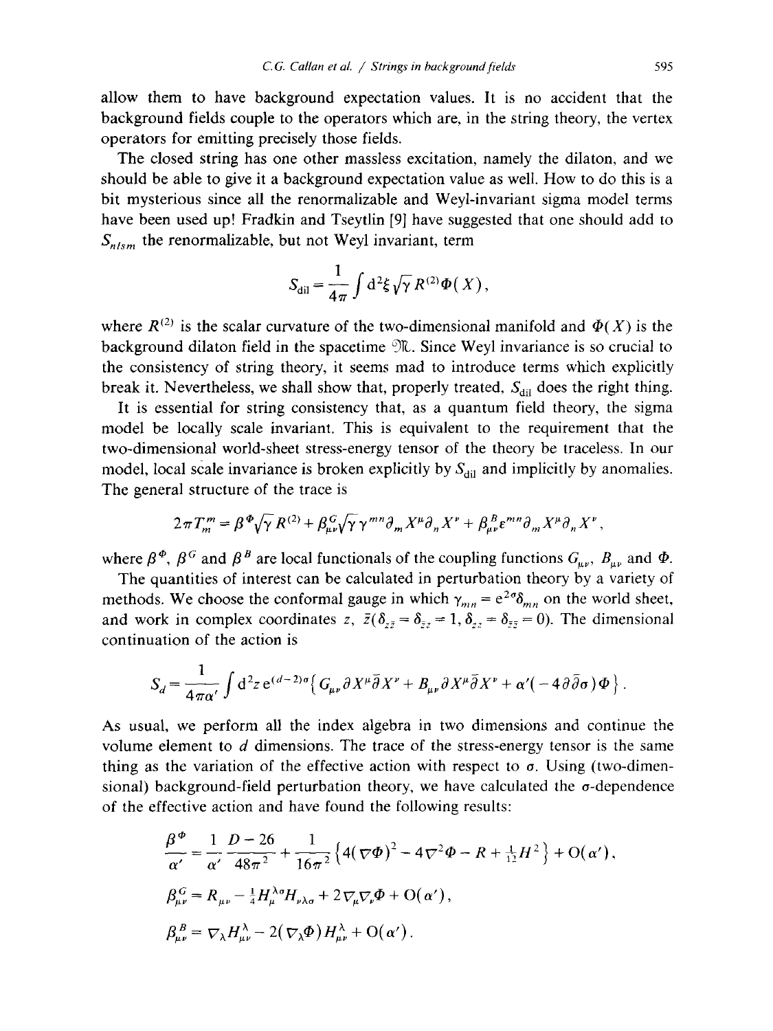allow them to have background expectation values. It is no accident that the background fields couple to the operators which are, in the string theory, the vertex operators for emitting precisely those fields.

The closed string has one other massless excitation, namely the dilaton, and we should be able to give it a background expectation value as well. How to do this is a bit mysterious since all the renormalizable and Weyl-invariant sigma model terms have been used up! Fradkin and Tseytlin [9] have suggested that one should add to $S_{nlsm}$ the renormalizable, but not Weyl invariant, term

$$S_{\text{dil}} = \frac{1}{4\pi} \int d^2\xi \sqrt{\gamma}\, R^{(2)} \Phi(X),$$

where $R^{(2)}$ is the scalar curvature of the two-dimensional manifold and $\Phi(X)$ is the background dilaton field in the spacetime $\mathcal{M}$. Since Weyl invariance is so crucial to the consistency of string theory, it seems mad to introduce terms which explicitly break it. Nevertheless, we shall show that, properly treated, $S_{\text{dil}}$ does the right thing.

It is essential for string consistency that, as a quantum field theory, the sigma model be locally scale invariant. This is equivalent to the requirement that the two-dimensional world-sheet stress-energy tensor of the theory be traceless. In our model, local scale invariance is broken explicitly by $S_{\text{dil}}$ and implicitly by anomalies. The general structure of the trace is

$$2\pi T^m_m = \beta^\Phi \sqrt{\gamma}\, R^{(2)} + \beta^G_{\mu\nu} \sqrt{\gamma}\, \gamma^{mn} \partial_m X^\mu \partial_n X^\nu + \beta^B_{\mu\nu} \varepsilon^{mn} \partial_m X^\mu \partial_n X^\nu ,$$

where $\beta^\Phi$, $\beta^G$ and $\beta^B$ are local functionals of the coupling functions $G_{\mu\nu}$, $B_{\mu\nu}$ and $\Phi$.

The quantities of interest can be calculated in perturbation theory by a variety of methods. We choose the conformal gauge in which $\gamma_{mn} = e^{2\sigma}\delta_{mn}$ on the world sheet, and work in complex coordinates $z$, $\bar{z}$ $(\delta_{z\bar{z}} = \delta_{\bar{z}z} = 1, \delta_{zz} = \delta_{\bar{z}\bar{z}} = 0)$. The dimensional continuation of the action is

$$S_d = \frac{1}{4\pi\alpha'} \int d^2z\, e^{(d-2)\sigma} \left\{ G_{\mu\nu} \partial X^\mu \bar{\partial} X^\nu + B_{\mu\nu} \partial X^\mu \bar{\partial} X^\nu + \alpha'(-4\partial\bar{\partial}\sigma)\Phi \right\}.$$

As usual, we perform all the index algebra in two dimensions and continue the volume element to $d$ dimensions. The trace of the stress-energy tensor is the same thing as the variation of the effective action with respect to $\sigma$. Using (two-dimensional) background-field perturbation theory, we have calculated the $\sigma$-dependence of the effective action and have found the following results:

$$\frac{\beta^\Phi}{\alpha'} = \frac{1}{\alpha'} \frac{D-26}{48\pi^2} + \frac{1}{16\pi^2} \left\{ 4(\nabla\Phi)^2 - 4\nabla^2\Phi - R + \tfrac{1}{12} H^2 \right\} + \mathrm{O}(\alpha'),$$

$$\beta^G_{\mu\nu} = R_{\mu\nu} - \tfrac{1}{4} H_\mu^{\lambda\sigma} H_{\nu\lambda\sigma} + 2\nabla_\mu \nabla_\nu \Phi + \mathrm{O}(\alpha'),$$

$$\beta^B_{\mu\nu} = \nabla_\lambda H^\lambda_{\mu\nu} - 2(\nabla_\lambda \Phi) H^\lambda_{\mu\nu} + \mathrm{O}(\alpha').$$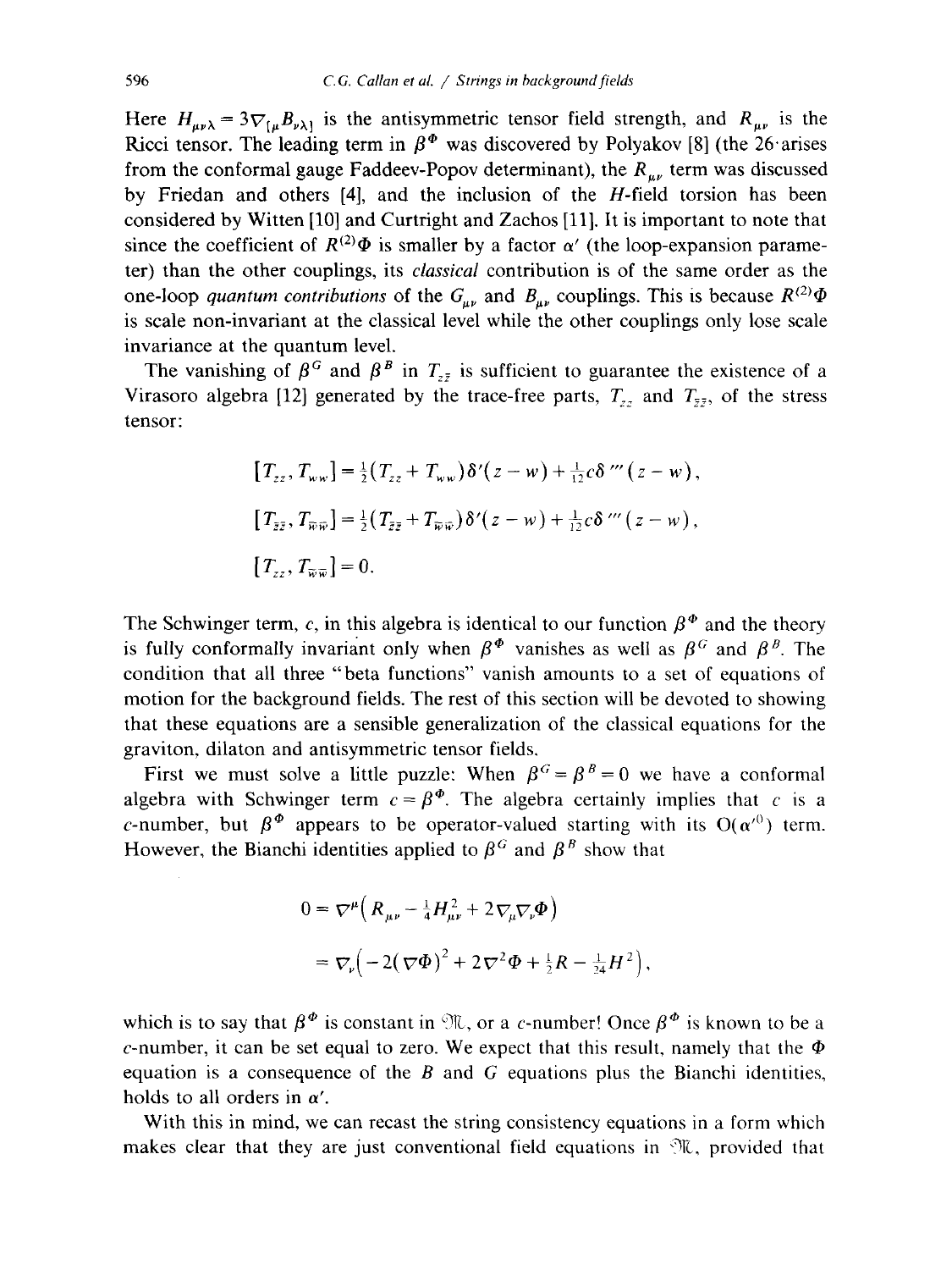Here $H_{\mu\nu\lambda} = 3\nabla_{[\mu}B_{\nu\lambda]}$ is the antisymmetric tensor field strength, and $R_{\mu\nu}$ is the Ricci tensor. The leading term in $\beta^{\Phi}$ was discovered by Polyakov [8] (the 26 arises from the conformal gauge Faddeev-Popov determinant), the $R_{\mu\nu}$ term was discussed by Friedan and others [4], and the inclusion of the $H$-field torsion has been considered by Witten [10] and Curtright and Zachos [11]. It is important to note that since the coefficient of $R^{(2)}\Phi$ is smaller by a factor $\alpha'$ (the loop-expansion parameter) than the other couplings, its *classical* contribution is of the same order as the one-loop *quantum contributions* of the $G_{\mu\nu}$ and $B_{\mu\nu}$ couplings. This is because $R^{(2)}\Phi$ is scale non-invariant at the classical level while the other couplings only lose scale invariance at the quantum level.

The vanishing of $\beta^G$ and $\beta^B$ in $T_{z\bar{z}}$ is sufficient to guarantee the existence of a Virasoro algebra [12] generated by the trace-free parts, $T_{zz}$ and $T_{\bar{z}\bar{z}}$, of the stress tensor:

$$
\begin{aligned}
&[T_{zz}, T_{ww}] = \tfrac{1}{2}(T_{zz} + T_{ww})\delta'(z-w) + \tfrac{1}{12}c\delta'''(z-w),\\
&[T_{\bar{z}\bar{z}}, T_{\bar{w}\bar{w}}] = \tfrac{1}{2}(T_{\bar{z}\bar{z}} + T_{\bar{w}\bar{w}})\delta'(z-w) + \tfrac{1}{12}c\delta'''(z-w),\\
&[T_{zz}, T_{\bar{w}\bar{w}}] = 0.
\end{aligned}
$$

The Schwinger term, $c$, in this algebra is identical to our function $\beta^{\Phi}$ and the theory is fully conformally invariant only when $\beta^{\Phi}$ vanishes as well as $\beta^G$ and $\beta^B$. The condition that all three "beta functions" vanish amounts to a set of equations of motion for the background fields. The rest of this section will be devoted to showing that these equations are a sensible generalization of the classical equations for the graviton, dilaton and antisymmetric tensor fields.

First we must solve a little puzzle: When $\beta^G = \beta^B = 0$ we have a conformal algebra with Schwinger term $c = \beta^{\Phi}$. The algebra certainly implies that $c$ is a $c$-number, but $\beta^{\Phi}$ appears to be operator-valued starting with its $O(\alpha'^0)$ term. However, the Bianchi identities applied to $\beta^G$ and $\beta^B$ show that

$$
\begin{aligned}
0 &= \nabla^{\mu}\left(R_{\mu\nu} - \tfrac{1}{4}H^2_{\mu\nu} + 2\nabla_{\mu}\nabla_{\nu}\Phi\right)\\
&= \nabla_{\nu}\left(-2(\nabla\Phi)^2 + 2\nabla^2\Phi + \tfrac{1}{2}R - \tfrac{1}{24}H^2\right),
\end{aligned}
$$

which is to say that $\beta^{\Phi}$ is constant in $\mathfrak{M}$, or a $c$-number! Once $\beta^{\Phi}$ is known to be a $c$-number, it can be set equal to zero. We expect that this result, namely that the $\Phi$ equation is a consequence of the $B$ and $G$ equations plus the Bianchi identities, holds to all orders in $\alpha'$.

With this in mind, we can recast the string consistency equations in a form which makes clear that they are just conventional field equations in $\mathfrak{M}$, provided that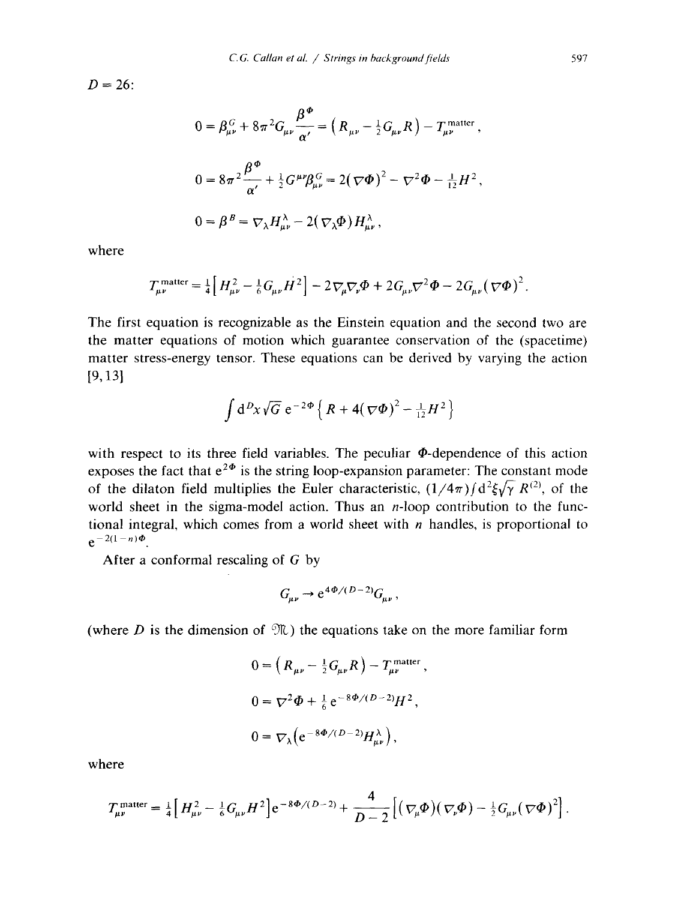$D = 26$:

$$0 = \beta^G_{\mu\nu} + 8\pi^2 G_{\mu\nu} \frac{\beta^\Phi}{\alpha'} = \left(R_{\mu\nu} - \tfrac{1}{2} G_{\mu\nu} R\right) - T^{\text{matter}}_{\mu\nu},$$

$$0 = 8\pi^2 \frac{\beta^\Phi}{\alpha'} + \tfrac{1}{2} G^{\mu\nu} \beta^G_{\mu\nu} = 2(\nabla\Phi)^2 - \nabla^2\Phi - \tfrac{1}{12} H^2,$$

$$0 = \beta^B = \nabla_\lambda H^\lambda_{\mu\nu} - 2(\nabla_\lambda \Phi) H^\lambda_{\mu\nu},$$

where

$$T^{\text{matter}}_{\mu\nu} = \tfrac{1}{4}\left[H^2_{\mu\nu} - \tfrac{1}{6} G_{\mu\nu} H^2\right] - 2\nabla_\mu\nabla_\nu\Phi + 2G_{\mu\nu}\nabla^2\Phi - 2G_{\mu\nu}(\nabla\Phi)^2.$$

The first equation is recognizable as the Einstein equation and the second two are the matter equations of motion which guarantee conservation of the (spacetime) matter stress-energy tensor. These equations can be derived by varying the action [9,13]

$$\int \mathrm{d}^D x \sqrt{G}\, \mathrm{e}^{-2\Phi}\left\{R + 4(\nabla\Phi)^2 - \tfrac{1}{12} H^2\right\}$$

with respect to its three field variables. The peculiar $\Phi$-dependence of this action exposes the fact that $\mathrm{e}^{2\Phi}$ is the string loop-expansion parameter: The constant mode of the dilaton field multiplies the Euler characteristic, $(1/4\pi)\int \mathrm{d}^2\xi \sqrt{\gamma}\, R^{(2)}$, of the world sheet in the sigma-model action. Thus an $n$-loop contribution to the functional integral, which comes from a world sheet with $n$ handles, is proportional to $\mathrm{e}^{-2(1-n)\Phi}$.

After a conformal rescaling of $G$ by

$$G_{\mu\nu} \to \mathrm{e}^{4\Phi/(D-2)} G_{\mu\nu},$$

(where $D$ is the dimension of $\mathcal{M}$) the equations take on the more familiar form

$$0 = \left(R_{\mu\nu} - \tfrac{1}{2} G_{\mu\nu} R\right) - T^{\text{matter}}_{\mu\nu},$$

$$0 = \nabla^2\Phi + \tfrac{1}{6}\mathrm{e}^{-8\Phi/(D-2)} H^2,$$

$$0 = \nabla_\lambda\left(\mathrm{e}^{-8\Phi/(D-2)} H^\lambda_{\mu\nu}\right),$$

where

$$T^{\text{matter}}_{\mu\nu} = \tfrac{1}{4}\left[H^2_{\mu\nu} - \tfrac{1}{6} G_{\mu\nu} H^2\right]\mathrm{e}^{-8\Phi/(D-2)} + \frac{4}{D-2}\left[(\nabla_\mu\Phi)(\nabla_\nu\Phi) - \tfrac{1}{2} G_{\mu\nu}(\nabla\Phi)^2\right].$$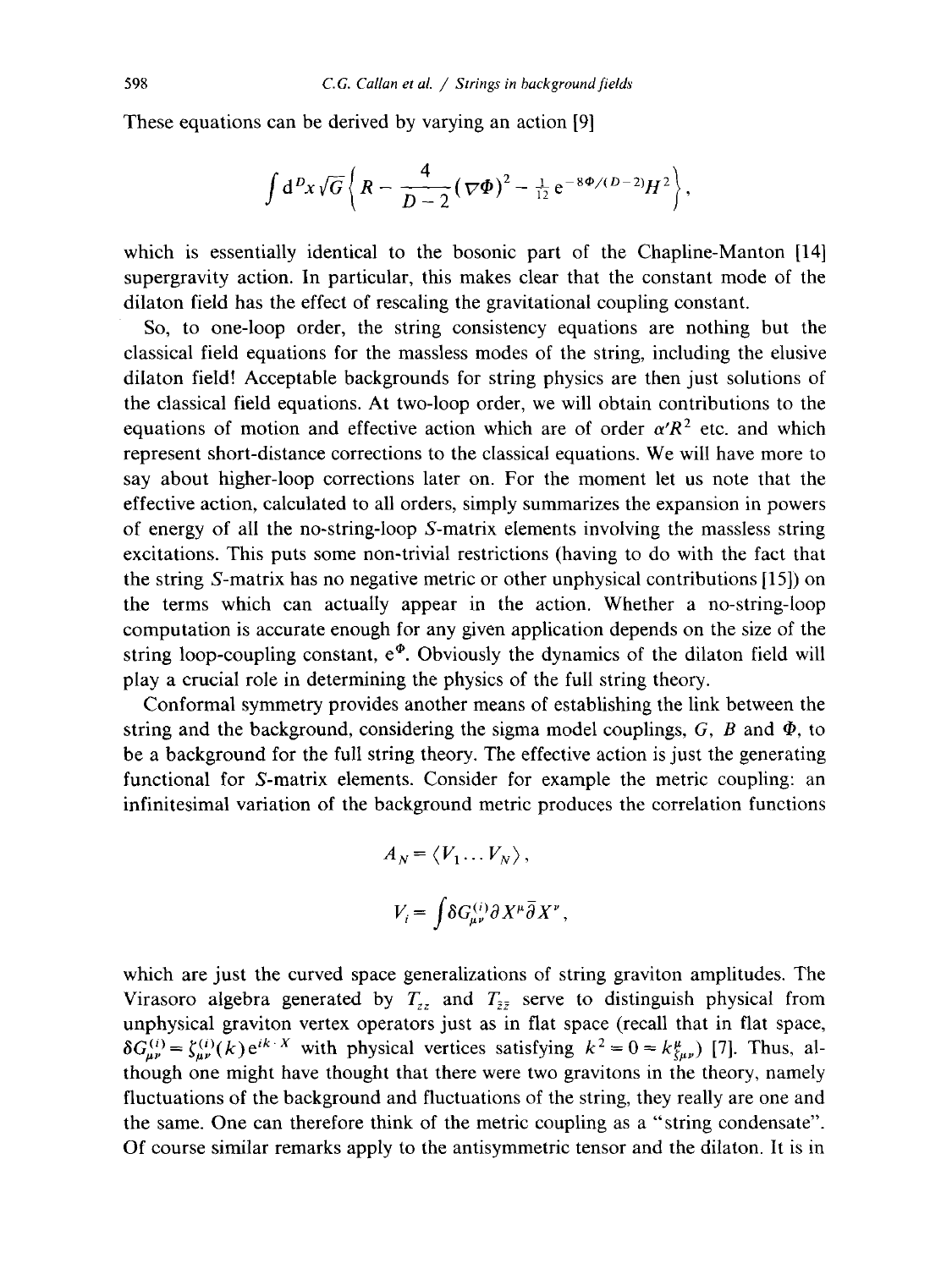These equations can be derived by varying an action [9]

$$\int d^D x \sqrt{G} \left\{ R - \frac{4}{D-2} (\nabla \Phi)^2 - \tfrac{1}{12} e^{-8\Phi/(D-2)} H^2 \right\},$$

which is essentially identical to the bosonic part of the Chapline-Manton [14] supergravity action. In particular, this makes clear that the constant mode of the dilaton field has the effect of rescaling the gravitational coupling constant.

So, to one-loop order, the string consistency equations are nothing but the classical field equations for the massless modes of the string, including the elusive dilaton field! Acceptable backgrounds for string physics are then just solutions of the classical field equations. At two-loop order, we will obtain contributions to the equations of motion and effective action which are of order $\alpha' R^2$ etc. and which represent short-distance corrections to the classical equations. We will have more to say about higher-loop corrections later on. For the moment let us note that the effective action, calculated to all orders, simply summarizes the expansion in powers of energy of all the no-string-loop $S$-matrix elements involving the massless string excitations. This puts some non-trivial restrictions (having to do with the fact that the string $S$-matrix has no negative metric or other unphysical contributions [15]) on the terms which can actually appear in the action. Whether a no-string-loop computation is accurate enough for any given application depends on the size of the string loop-coupling constant, $e^{\Phi}$. Obviously the dynamics of the dilaton field will play a crucial role in determining the physics of the full string theory.

Conformal symmetry provides another means of establishing the link between the string and the background, considering the sigma model couplings, $G$, $B$ and $\Phi$, to be a background for the full string theory. The effective action is just the generating functional for $S$-matrix elements. Consider for example the metric coupling: an infinitesimal variation of the background metric produces the correlation functions

$$A_N = \langle V_1 \ldots V_N \rangle ,$$

$$V_i = \int \delta G^{(i)}_{\mu\nu} \partial X^\mu \bar{\partial} X^\nu ,$$

which are just the curved space generalizations of string graviton amplitudes. The Virasoro algebra generated by $T_{zz}$ and $T_{\bar{z}\bar{z}}$ serve to distinguish physical from unphysical graviton vertex operators just as in flat space (recall that in flat space, $\delta G^{(i)}_{\mu\nu} = \zeta^{(i)}_{\mu\nu}(k) e^{ik \cdot X}$ with physical vertices satisfying $k^2 = 0 = k^{\mu}_{\zeta_{\mu\nu}}$) [7]. Thus, although one might have thought that there were two gravitons in the theory, namely fluctuations of the background and fluctuations of the string, they really are one and the same. One can therefore think of the metric coupling as a "string condensate". Of course similar remarks apply to the antisymmetric tensor and the dilaton. It is in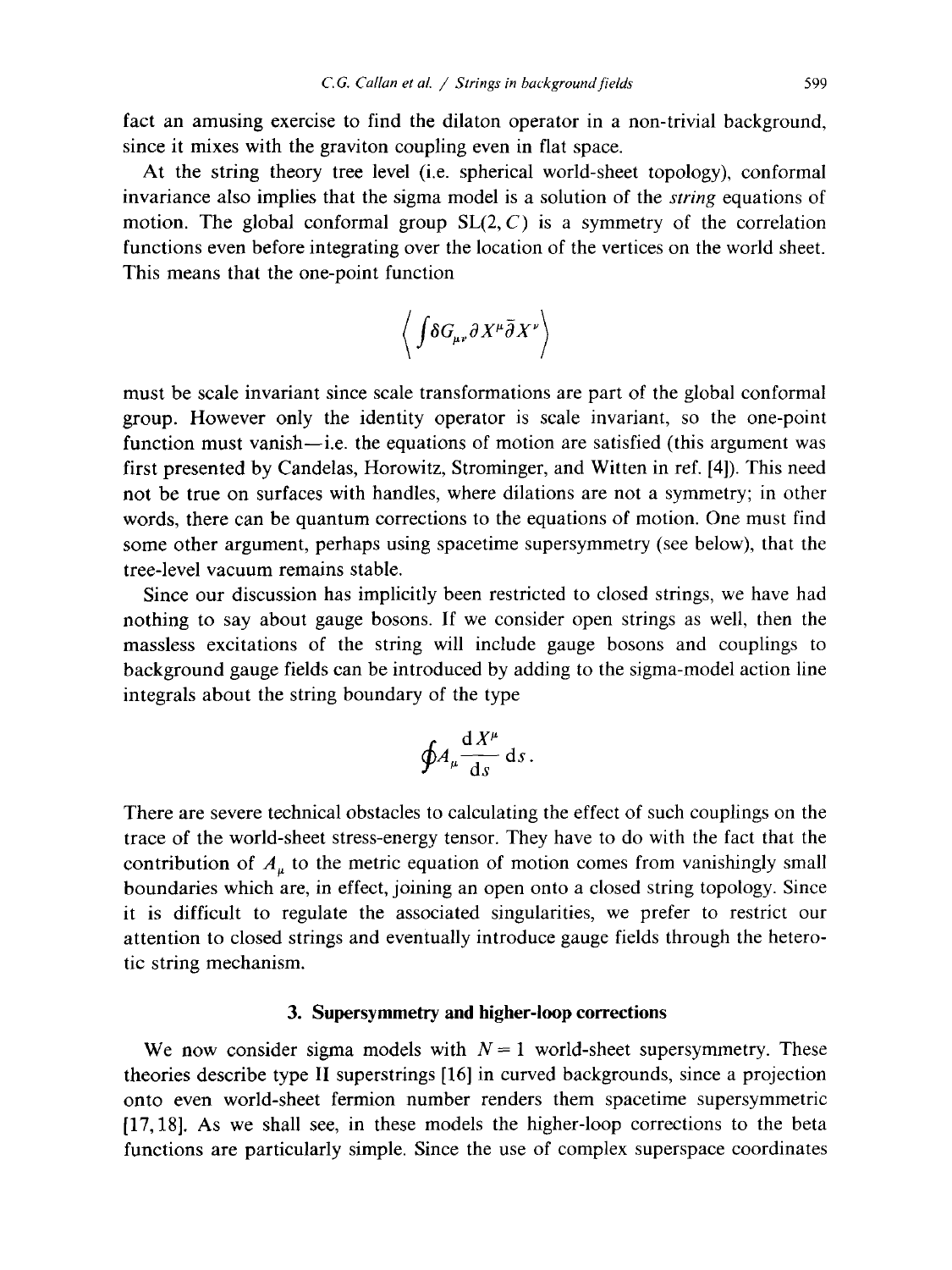fact an amusing exercise to find the dilaton operator in a non-trivial background, since it mixes with the graviton coupling even in flat space.

At the string theory tree level (i.e. spherical world-sheet topology), conformal invariance also implies that the sigma model is a solution of the *string* equations of motion. The global conformal group $SL(2, C)$ is a symmetry of the correlation functions even before integrating over the location of the vertices on the world sheet. This means that the one-point function

$$\left\langle \int \delta G_{\mu\nu} \partial X^\mu \bar{\partial} X^\nu \right\rangle$$

must be scale invariant since scale transformations are part of the global conformal group. However only the identity operator is scale invariant, so the one-point function must vanish—i.e. the equations of motion are satisfied (this argument was first presented by Candelas, Horowitz, Strominger, and Witten in ref. [4]). This need not be true on surfaces with handles, where dilations are not a symmetry; in other words, there can be quantum corrections to the equations of motion. One must find some other argument, perhaps using spacetime supersymmetry (see below), that the tree-level vacuum remains stable.

Since our discussion has implicitly been restricted to closed strings, we have had nothing to say about gauge bosons. If we consider open strings as well, then the massless excitations of the string will include gauge bosons and couplings to background gauge fields can be introduced by adding to the sigma-model action line integrals about the string boundary of the type

$$\oint A_\mu \frac{\mathrm{d}X^\mu}{\mathrm{d}s} \mathrm{d}s .$$

There are severe technical obstacles to calculating the effect of such couplings on the trace of the world-sheet stress-energy tensor. They have to do with the fact that the contribution of $A_\mu$ to the metric equation of motion comes from vanishingly small boundaries which are, in effect, joining an open onto a closed string topology. Since it is difficult to regulate the associated singularities, we prefer to restrict our attention to closed strings and eventually introduce gauge fields through the heterotic string mechanism.

## 3. Supersymmetry and higher-loop corrections

We now consider sigma models with $N = 1$ world-sheet supersymmetry. These theories describe type II superstrings [16] in curved backgrounds, since a projection onto even world-sheet fermion number renders them spacetime supersymmetric [17, 18]. As we shall see, in these models the higher-loop corrections to the beta functions are particularly simple. Since the use of complex superspace coordinates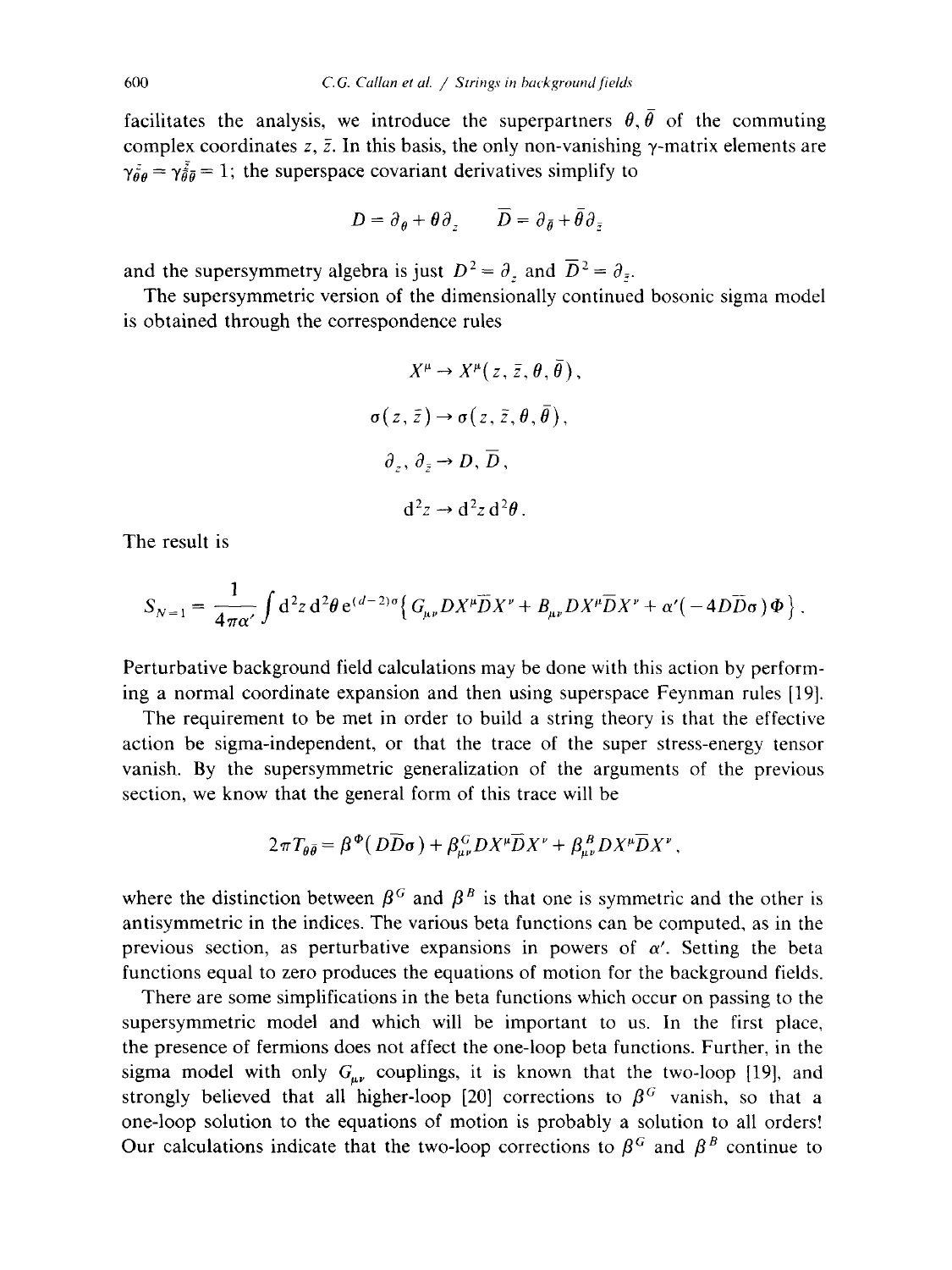facilitates the analysis, we introduce the superpartners $\theta, \bar{\theta}$ of the commuting complex coordinates $z, \bar{z}$. In this basis, the only non-vanishing $\gamma$-matrix elements are $\gamma^{\bar{z}}_{\bar{\theta}\theta} = \gamma^{\bar{z}}_{\theta\bar{\theta}} = 1$; the superspace covariant derivatives simplify to

$$D = \partial_\theta + \theta\partial_z \qquad \bar{D} = \partial_{\bar{\theta}} + \bar{\theta}\partial_{\bar{z}}$$

and the supersymmetry algebra is just $D^2 = \partial_z$ and $\bar{D}^2 = \partial_{\bar{z}}$.

The supersymmetric version of the dimensionally continued bosonic sigma model is obtained through the correspondence rules

$$X^\mu \to X^\mu(z, \bar{z}, \theta, \bar{\theta}),$$

$$\sigma(z, \bar{z}) \to \sigma(z, \bar{z}, \theta, \bar{\theta}),$$

$$\partial_z, \partial_{\bar{z}} \to D, \bar{D},$$

$$\mathrm{d}^2 z \to \mathrm{d}^2 z\, \mathrm{d}^2\theta .$$

The result is

$$S_{N=1} = \frac{1}{4\pi\alpha'}\int \mathrm{d}^2 z\, \mathrm{d}^2\theta\, \mathrm{e}^{(d-2)\sigma}\left\{ G_{\mu\nu} D X^\mu \bar{D} X^\nu + B_{\mu\nu} D X^\mu \bar{D} X^\nu + \alpha'(-4 D\bar{D}\sigma)\Phi \right\}.$$

Perturbative background field calculations may be done with this action by performing a normal coordinate expansion and then using superspace Feynman rules [19].

The requirement to be met in order to build a string theory is that the effective action be sigma-independent, or that the trace of the super stress-energy tensor vanish. By the supersymmetric generalization of the arguments of the previous section, we know that the general form of this trace will be

$$2\pi T_{\theta\bar{\theta}} = \beta^\Phi(D\bar{D}\sigma) + \beta^G_{\mu\nu} D X^\mu \bar{D} X^\nu + \beta^B_{\mu\nu} D X^\mu \bar{D} X^\nu ,$$

where the distinction between $\beta^G$ and $\beta^B$ is that one is symmetric and the other is antisymmetric in the indices. The various beta functions can be computed, as in the previous section, as perturbative expansions in powers of $\alpha'$. Setting the beta functions equal to zero produces the equations of motion for the background fields.

There are some simplifications in the beta functions which occur on passing to the supersymmetric model and which will be important to us. In the first place, the presence of fermions does not affect the one-loop beta functions. Further, in the sigma model with only $G_{\mu\nu}$ couplings, it is known that the two-loop [19], and strongly believed that all higher-loop [20] corrections to $\beta^G$ vanish, so that a one-loop solution to the equations of motion is probably a solution to all orders! Our calculations indicate that the two-loop corrections to $\beta^G$ and $\beta^B$ continue to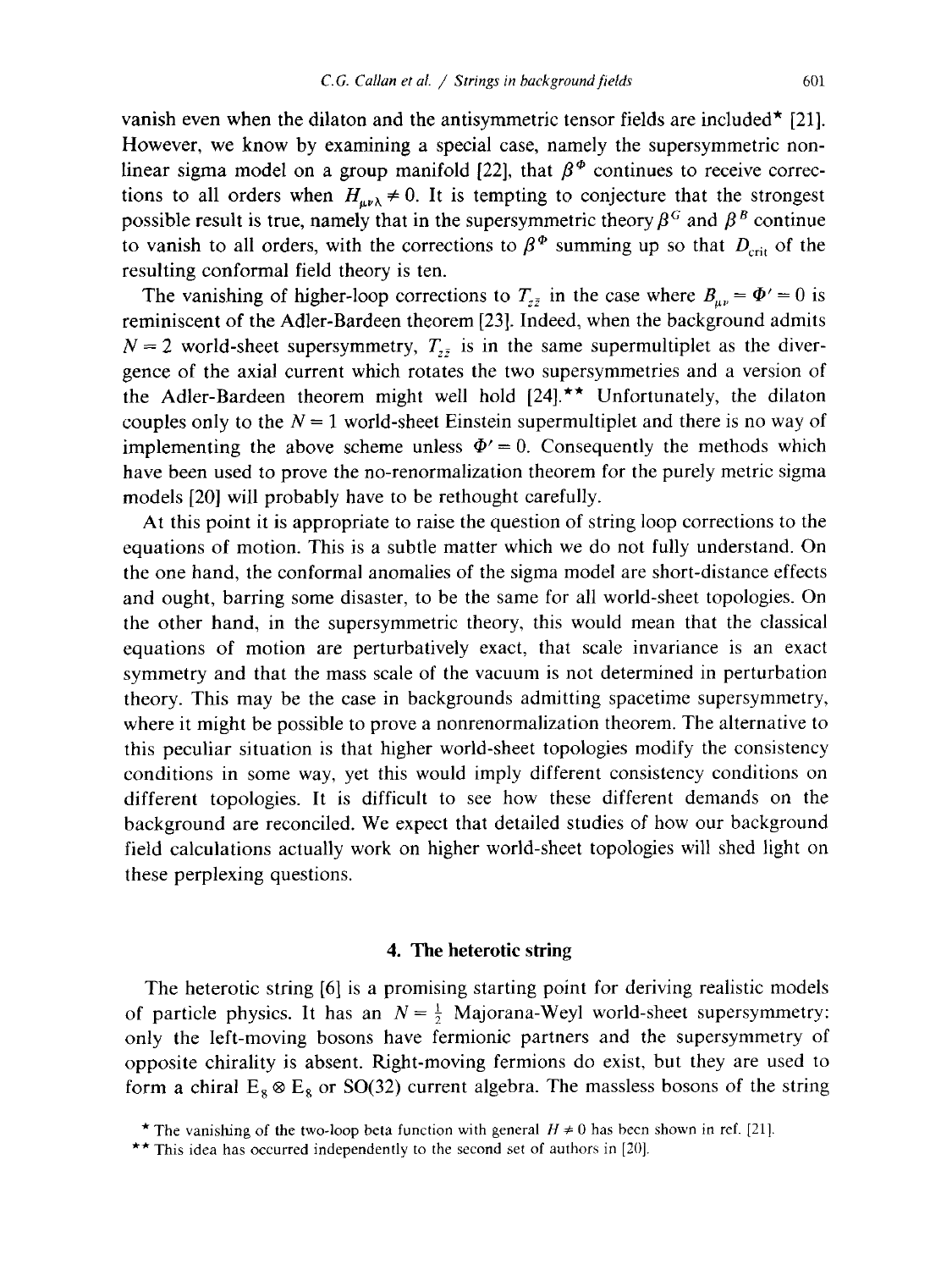vanish even when the dilaton and the antisymmetric tensor fields are included* [21]. However, we know by examining a special case, namely the supersymmetric nonlinear sigma model on a group manifold [22], that $\beta^{\Phi}$ continues to receive corrections to all orders when $H_{\mu\nu\lambda} \neq 0$. It is tempting to conjecture that the strongest possible result is true, namely that in the supersymmetric theory $\beta^{G}$ and $\beta^{B}$ continue to vanish to all orders, with the corrections to $\beta^{\Phi}$ summing up so that $D_{\text{crit}}$ of the resulting conformal field theory is ten.

The vanishing of higher-loop corrections to $T_{z\bar{z}}$ in the case where $B_{\mu\nu} = \Phi' = 0$ is reminiscent of the Adler-Bardeen theorem [23]. Indeed, when the background admits $N = 2$ world-sheet supersymmetry, $T_{z\bar{z}}$ is in the same supermultiplet as the divergence of the axial current which rotates the two supersymmetries and a version of the Adler-Bardeen theorem might well hold [24].** Unfortunately, the dilaton couples only to the $N = 1$ world-sheet Einstein supermultiplet and there is no way of implementing the above scheme unless $\Phi' = 0$. Consequently the methods which have been used to prove the no-renormalization theorem for the purely metric sigma models [20] will probably have to be rethought carefully.

At this point it is appropriate to raise the question of string loop corrections to the equations of motion. This is a subtle matter which we do not fully understand. On the one hand, the conformal anomalies of the sigma model are short-distance effects and ought, barring some disaster, to be the same for all world-sheet topologies. On the other hand, in the supersymmetric theory, this would mean that the classical equations of motion are perturbatively exact, that scale invariance is an exact symmetry and that the mass scale of the vacuum is not determined in perturbation theory. This may be the case in backgrounds admitting spacetime supersymmetry, where it might be possible to prove a nonrenormalization theorem. The alternative to this peculiar situation is that higher world-sheet topologies modify the consistency conditions in some way, yet this would imply different consistency conditions on different topologies. It is difficult to see how these different demands on the background are reconciled. We expect that detailed studies of how our background field calculations actually work on higher world-sheet topologies will shed light on these perplexing questions.

## 4. The heterotic string

The heterotic string [6] is a promising starting point for deriving realistic models of particle physics. It has an $N = \frac{1}{2}$ Majorana-Weyl world-sheet supersymmetry: only the left-moving bosons have fermionic partners and the supersymmetry of opposite chirality is absent. Right-moving fermions do exist, but they are used to form a chiral $E_8 \otimes E_8$ or SO(32) current algebra. The massless bosons of the string

* The vanishing of the two-loop beta function with general $H \neq 0$ has been shown in ref. [21].

** This idea has occurred independently to the second set of authors in [20].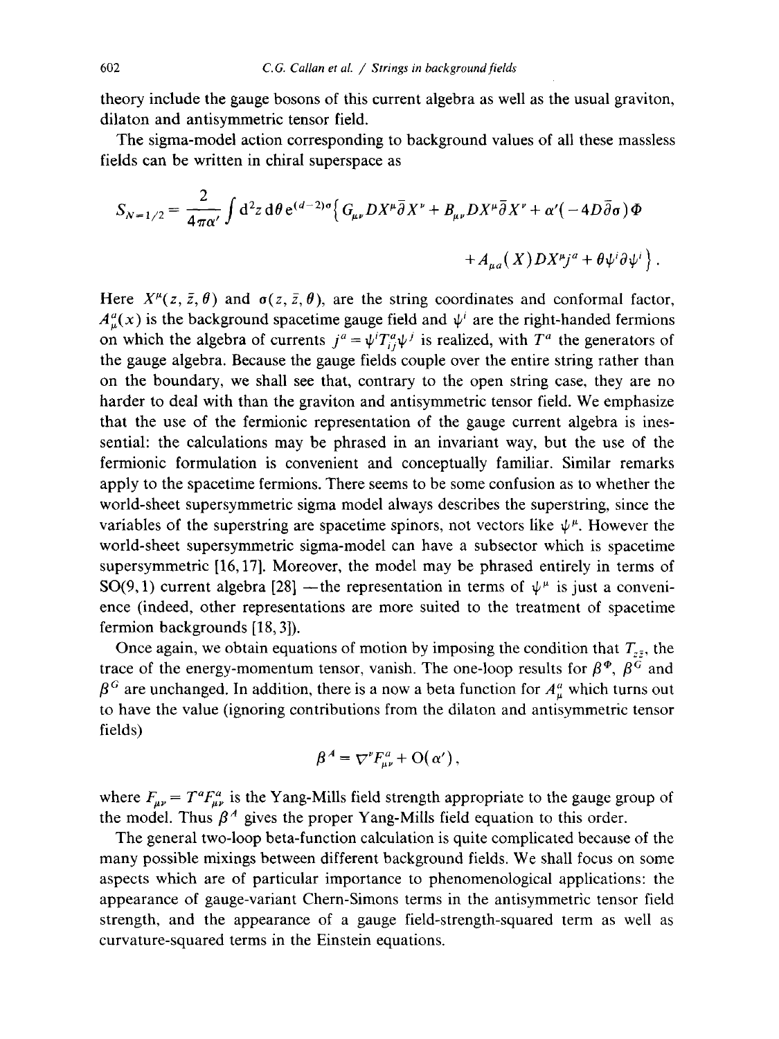theory include the gauge bosons of this current algebra as well as the usual graviton, dilaton and antisymmetric tensor field.

The sigma-model action corresponding to background values of all these massless fields can be written in chiral superspace as

$$S_{N=1/2} = \frac{2}{4\pi\alpha'}\int \mathrm{d}^2 z\,\mathrm{d}\theta\,\mathrm{e}^{(d-2)\sigma}\big\{G_{\mu\nu}DX^{\mu}\bar{\partial}X^{\nu} + B_{\mu\nu}DX^{\mu}\bar{\partial}X^{\nu} + \alpha'(-4D\bar{\partial}\sigma)\Phi$$

$$+ A_{\mu a}(X)DX^{\mu}j^{a} + \theta\psi^{i}\partial\psi^{i}\big\}\,.$$

Here $X^{\mu}(z,\bar{z},\theta)$ and $\sigma(z,\bar{z},\theta)$, are the string coordinates and conformal factor, $A^{a}_{\mu}(x)$ is the background spacetime gauge field and $\psi^{i}$ are the right-handed fermions on which the algebra of currents $j^{a} = \psi^{i}T^{a}_{ij}\psi^{j}$ is realized, with $T^{a}$ the generators of the gauge algebra. Because the gauge fields couple over the entire string rather than on the boundary, we shall see that, contrary to the open string case, they are no harder to deal with than the graviton and antisymmetric tensor field. We emphasize that the use of the fermionic representation of the gauge current algebra is inessential: the calculations may be phrased in an invariant way, but the use of the fermionic formulation is convenient and conceptually familiar. Similar remarks apply to the spacetime fermions. There seems to be some confusion as to whether the world-sheet supersymmetric sigma model always describes the superstring, since the variables of the superstring are spacetime spinors, not vectors like $\psi^{\mu}$. However the world-sheet supersymmetric sigma-model can have a subsector which is spacetime supersymmetric [16,17]. Moreover, the model may be phrased entirely in terms of SO(9,1) current algebra [28] —the representation in terms of $\psi^{\mu}$ is just a convenience (indeed, other representations are more suited to the treatment of spacetime fermion backgrounds [18,3]).

Once again, we obtain equations of motion by imposing the condition that $T_{z\bar{z}}$, the trace of the energy-momentum tensor, vanish. The one-loop results for $\beta^{\Phi}$, $\beta^{G}$ and $\beta^{G}$ are unchanged. In addition, there is a now a beta function for $A^{a}_{\mu}$ which turns out to have the value (ignoring contributions from the dilaton and antisymmetric tensor fields)

$$\beta^{A} = \nabla^{\nu}F^{a}_{\mu\nu} + \mathrm{O}(\alpha')\,,$$

where $F_{\mu\nu} = T^{a}F^{a}_{\mu\nu}$ is the Yang-Mills field strength appropriate to the gauge group of the model. Thus $\beta^{A}$ gives the proper Yang-Mills field equation to this order.

The general two-loop beta-function calculation is quite complicated because of the many possible mixings between different background fields. We shall focus on some aspects which are of particular importance to phenomenological applications: the appearance of gauge-variant Chern-Simons terms in the antisymmetric tensor field strength, and the appearance of a gauge field-strength-squared term as well as curvature-squared terms in the Einstein equations.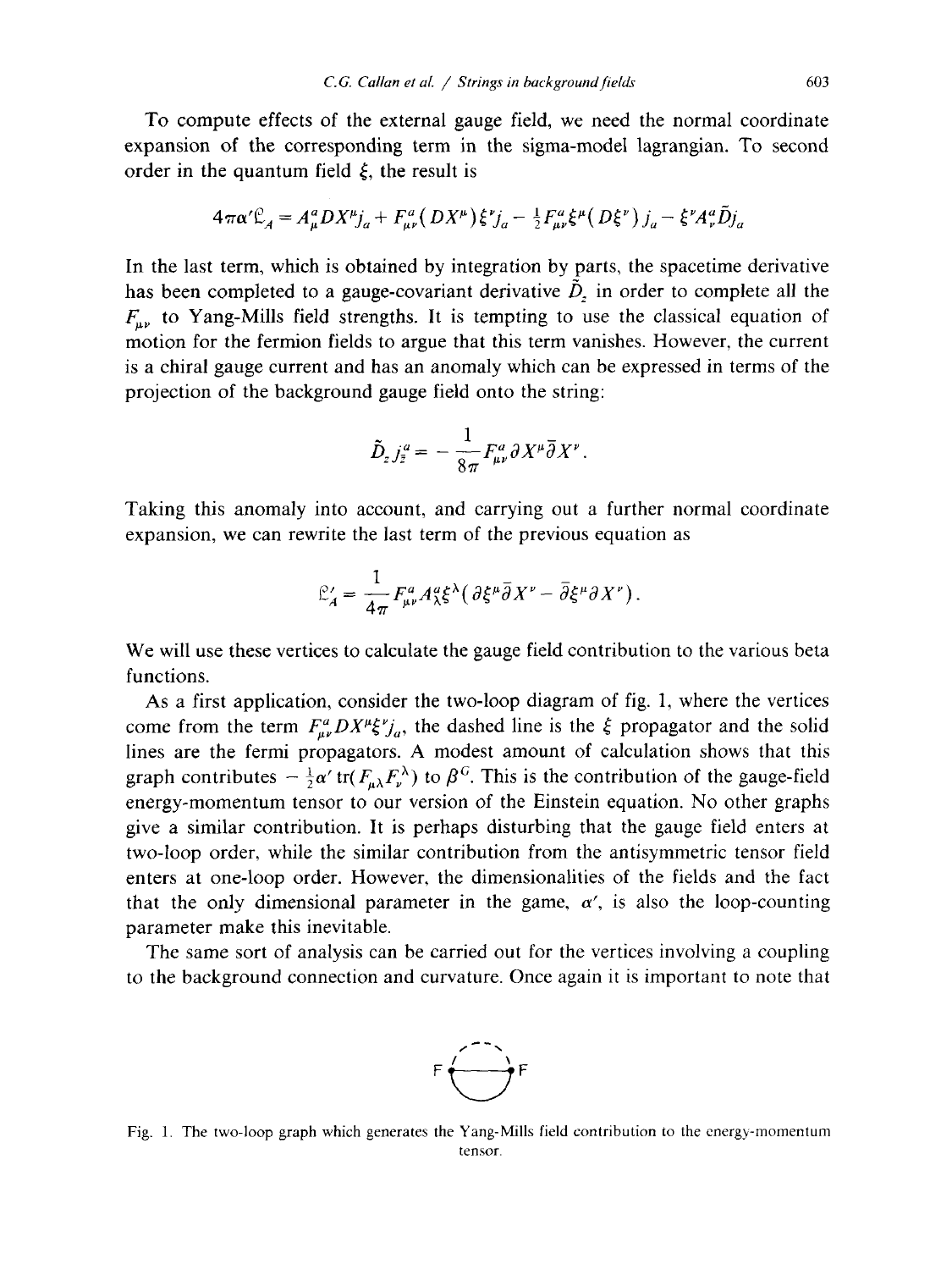To compute effects of the external gauge field, we need the normal coordinate expansion of the corresponding term in the sigma-model lagrangian. To second order in the quantum field $\xi$, the result is

$$4\pi\alpha' \mathcal{L}_A = A^a_\mu DX^\mu j_a + F^a_{\mu\nu}(DX^\mu)\xi^\nu j_a - \tfrac{1}{2}F^a_{\mu\nu}\xi^\mu(D\xi^\nu)j_a - \xi^\nu A^a_\nu \tilde{D} j_a$$

In the last term, which is obtained by integration by parts, the spacetime derivative has been completed to a gauge-covariant derivative $\tilde{D}_z$ in order to complete all the $F_{\mu\nu}$ to Yang-Mills field strengths. It is tempting to use the classical equation of motion for the fermion fields to argue that this term vanishes. However, the current is a chiral gauge current and has an anomaly which can be expressed in terms of the projection of the background gauge field onto the string:

$$\tilde{D}_z j^a_{\bar{z}} = -\frac{1}{8\pi} F^a_{\mu\nu} \partial X^\mu \bar{\partial} X^\nu .$$

Taking this anomaly into account, and carrying out a further normal coordinate expansion, we can rewrite the last term of the previous equation as

$$\mathcal{L}'_A = \frac{1}{4\pi} F^a_{\mu\nu} A^a_\lambda \xi^\lambda (\partial\xi^\mu \bar{\partial} X^\nu - \bar{\partial}\xi^\mu \partial X^\nu) .$$

We will use these vertices to calculate the gauge field contribution to the various beta functions.

As a first application, consider the two-loop diagram of fig. 1, where the vertices come from the term $F^a_{\mu\nu} DX^\mu \xi^\nu j_a$, the dashed line is the $\xi$ propagator and the solid lines are the fermi propagators. A modest amount of calculation shows that this graph contributes $-\frac{1}{2}\alpha' \operatorname{tr}(F_{\mu\lambda}F_\nu^{\ \lambda})$ to $\beta^G$. This is the contribution of the gauge-field energy-momentum tensor to our version of the Einstein equation. No other graphs give a similar contribution. It is perhaps disturbing that the gauge field enters at two-loop order, while the similar contribution from the antisymmetric tensor field enters at one-loop order. However, the dimensionalities of the fields and the fact that the only dimensional parameter in the game, $\alpha'$, is also the loop-counting parameter make this inevitable.

The same sort of analysis can be carried out for the vertices involving a coupling to the background connection and curvature. Once again it is important to note that

Fig. 1. The two-loop graph which generates the Yang-Mills field contribution to the energy-momentum tensor.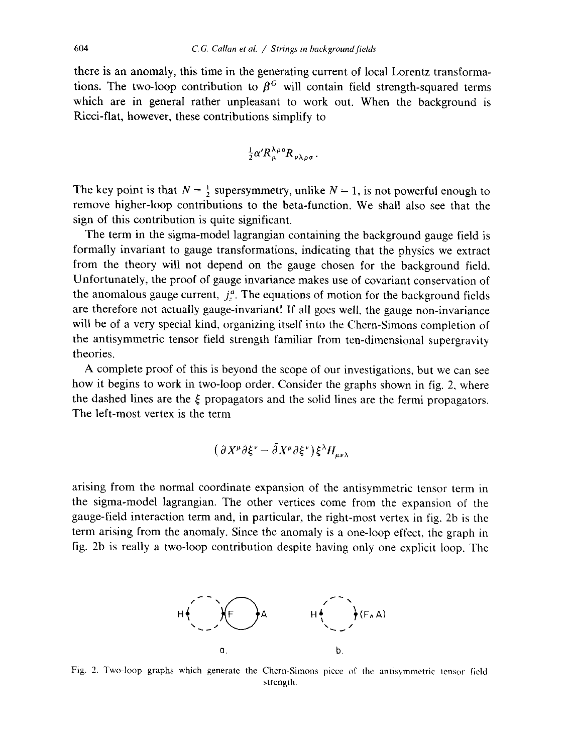there is an anomaly, this time in the generating current of local Lorentz transformations. The two-loop contribution to $\beta^G$ will contain field strength-squared terms which are in general rather unpleasant to work out. When the background is Ricci-flat, however, these contributions simplify to

$$\tfrac{1}{2}\alpha' R_\mu^{\lambda\rho\sigma} R_{\nu\lambda\rho\sigma} .$$

The key point is that $N = \frac{1}{2}$ supersymmetry, unlike $N = 1$, is not powerful enough to remove higher-loop contributions to the beta-function. We shall also see that the sign of this contribution is quite significant.

The term in the sigma-model lagrangian containing the background gauge field is formally invariant to gauge transformations, indicating that the physics we extract from the theory will not depend on the gauge chosen for the background field. Unfortunately, the proof of gauge invariance makes use of covariant conservation of the anomalous gauge current, $j_{\bar{z}}^a$. The equations of motion for the background fields are therefore not actually gauge-invariant! If all goes well, the gauge non-invariance will be of a very special kind, organizing itself into the Chern-Simons completion of the antisymmetric tensor field strength familiar from ten-dimensional supergravity theories.

A complete proof of this is beyond the scope of our investigations, but we can see how it begins to work in two-loop order. Consider the graphs shown in fig. 2, where the dashed lines are the $\xi$ propagators and the solid lines are the fermi propagators. The left-most vertex is the term

$$(\partial X^\mu \bar{\partial}\xi^\nu - \bar{\partial} X^\mu \partial \xi^\nu)\xi^\lambda H_{\mu\nu\lambda}$$

arising from the normal coordinate expansion of the antisymmetric tensor term in the sigma-model lagrangian. The other vertices come from the expansion of the gauge-field interaction term and, in particular, the right-most vertex in fig. 2b is the term arising from the anomaly. Since the anomaly is a one-loop effect, the graph in fig. 2b is really a two-loop contribution despite having only one explicit loop. The

Fig. 2. Two-loop graphs which generate the Chern-Simons piece of the antisymmetric tensor field strength.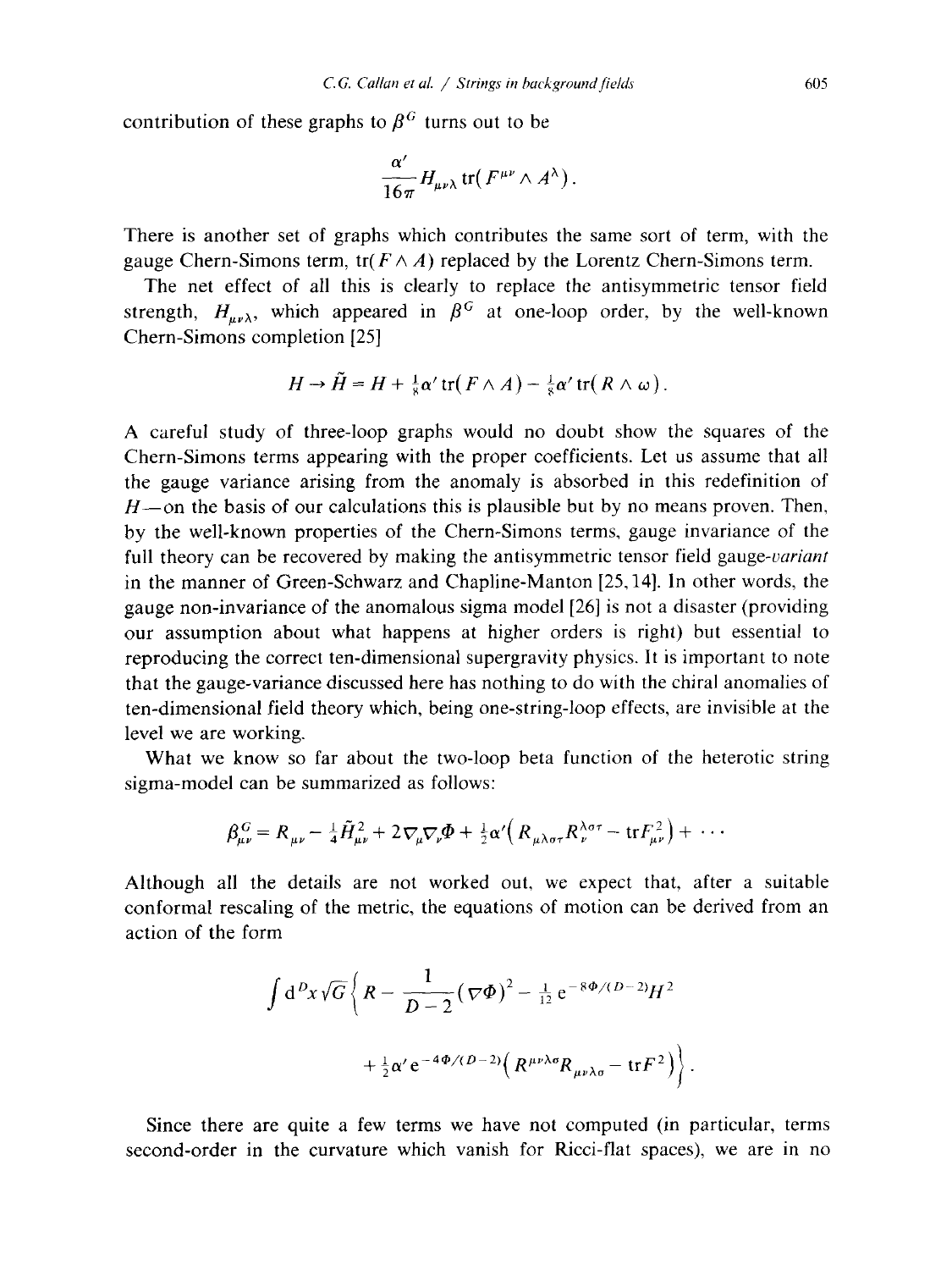contribution of these graphs to $\beta^G$ turns out to be

$$\frac{\alpha'}{16\pi} H_{\mu\nu\lambda}\, \mathrm{tr}(F^{\mu\nu} \wedge A^{\lambda}).$$

There is another set of graphs which contributes the same sort of term, with the gauge Chern-Simons term, $\mathrm{tr}(F \wedge A)$ replaced by the Lorentz Chern-Simons term.

The net effect of all this is clearly to replace the antisymmetric tensor field strength, $H_{\mu\nu\lambda}$, which appeared in $\beta^G$ at one-loop order, by the well-known Chern-Simons completion [25]

$$H \to \tilde{H} = H + \tfrac{1}{8}\alpha' \,\mathrm{tr}(F \wedge A) - \tfrac{1}{8}\alpha' \,\mathrm{tr}(R \wedge \omega).$$

A careful study of three-loop graphs would no doubt show the squares of the Chern-Simons terms appearing with the proper coefficients. Let us assume that all the gauge variance arising from the anomaly is absorbed in this redefinition of $H$—on the basis of our calculations this is plausible but by no means proven. Then, by the well-known properties of the Chern-Simons terms, gauge invariance of the full theory can be recovered by making the antisymmetric tensor field gauge-*variant* in the manner of Green-Schwarz and Chapline-Manton [25, 14]. In other words, the gauge non-invariance of the anomalous sigma model [26] is not a disaster (providing our assumption about what happens at higher orders is right) but essential to reproducing the correct ten-dimensional supergravity physics. It is important to note that the gauge-variance discussed here has nothing to do with the chiral anomalies of ten-dimensional field theory which, being one-string-loop effects, are invisible at the level we are working.

What we know so far about the two-loop beta function of the heterotic string sigma-model can be summarized as follows:

$$\beta^G_{\mu\nu} = R_{\mu\nu} - \tfrac{1}{4}\tilde{H}^2_{\mu\nu} + 2\nabla_\mu \nabla_\nu \Phi + \tfrac{1}{2}\alpha'\left(R_{\mu\lambda\sigma\tau}R_\nu^{\ \lambda\sigma\tau} - \mathrm{tr}F^2_{\mu\nu}\right) + \cdots$$

Although all the details are not worked out, we expect that, after a suitable conformal rescaling of the metric, the equations of motion can be derived from an action of the form

$$\int \mathrm{d}^D x \sqrt{G}\left\{ R - \frac{1}{D-2}(\nabla\Phi)^2 - \tfrac{1}{12}\mathrm{e}^{-8\Phi/(D-2)}H^2 + \tfrac{1}{2}\alpha' \mathrm{e}^{-4\Phi/(D-2)}\left(R^{\mu\nu\lambda\sigma}R_{\mu\nu\lambda\sigma} - \mathrm{tr}F^2\right)\right\}.$$

Since there are quite a few terms we have not computed (in particular, terms second-order in the curvature which vanish for Ricci-flat spaces), we are in no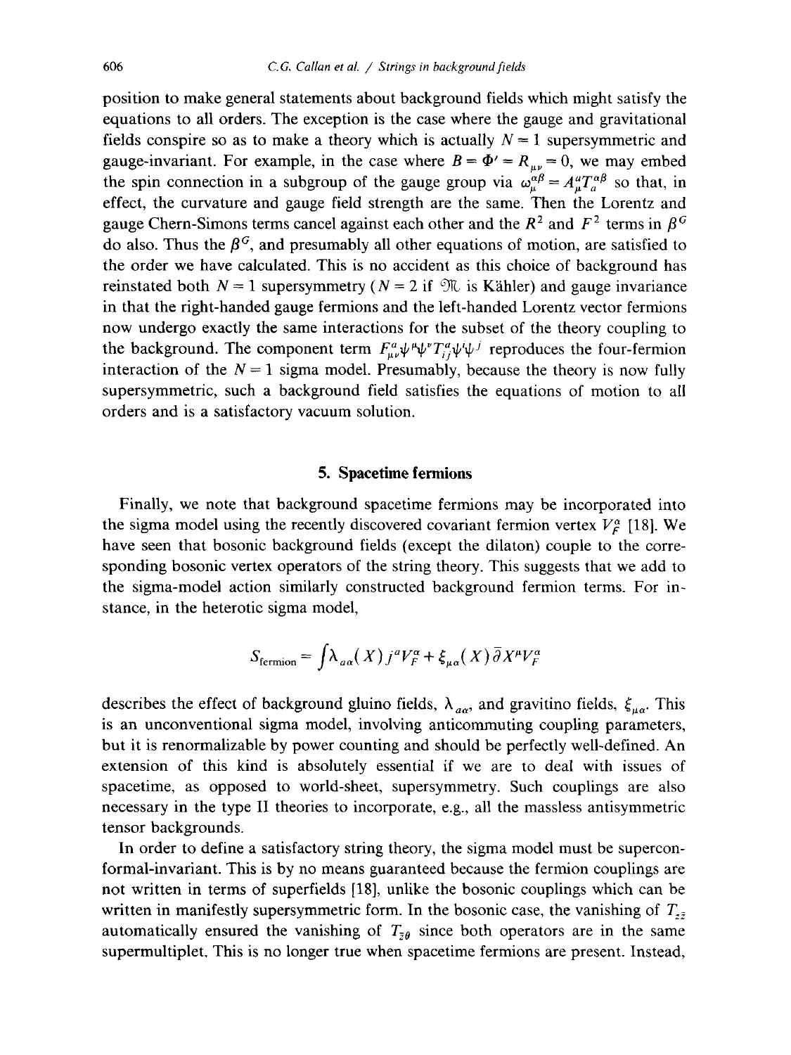position to make general statements about background fields which might satisfy the equations to all orders. The exception is the case where the gauge and gravitational fields conspire so as to make a theory which is actually $N=1$ supersymmetric and gauge-invariant. For example, in the case where $B = \Phi' = R_{\mu\nu} = 0$, we may embed the spin connection in a subgroup of the gauge group via $\omega_\mu^{\alpha\beta} = A_\mu^a T_a^{\alpha\beta}$ so that, in effect, the curvature and gauge field strength are the same. Then the Lorentz and gauge Chern-Simons terms cancel against each other and the $R^2$ and $F^2$ terms in $\beta^G$ do also. Thus the $\beta^G$, and presumably all other equations of motion, are satisfied to the order we have calculated. This is no accident as this choice of background has reinstated both $N=1$ supersymmetry ($N=2$ if $\mathcal{M}$ is Kähler) and gauge invariance in that the right-handed gauge fermions and the left-handed Lorentz vector fermions now undergo exactly the same interactions for the subset of the theory coupling to the background. The component term $F_{\mu\nu}^a \psi^\mu \psi^\nu T_{ij}^a \psi^i \psi^j$ reproduces the four-fermion interaction of the $N=1$ sigma model. Presumably, because the theory is now fully supersymmetric, such a background field satisfies the equations of motion to all orders and is a satisfactory vacuum solution.

## 5. Spacetime fermions

Finally, we note that background spacetime fermions may be incorporated into the sigma model using the recently discovered covariant fermion vertex $V_F^\alpha$ [18]. We have seen that bosonic background fields (except the dilaton) couple to the corresponding bosonic vertex operators of the string theory. This suggests that we add to the sigma-model action similarly constructed background fermion terms. For instance, in the heterotic sigma model,

$$S_{\text{fermion}} = \int \lambda_{a\alpha}(X) j^a V_F^\alpha + \xi_{\mu\alpha}(X) \bar{\partial} X^\mu V_F^\alpha$$

describes the effect of background gluino fields, $\lambda_{a\alpha}$, and gravitino fields, $\xi_{\mu\alpha}$. This is an unconventional sigma model, involving anticommuting coupling parameters, but it is renormalizable by power counting and should be perfectly well-defined. An extension of this kind is absolutely essential if we are to deal with issues of spacetime, as opposed to world-sheet, supersymmetry. Such couplings are also necessary in the type II theories to incorporate, e.g., all the massless antisymmetric tensor backgrounds.

In order to define a satisfactory string theory, the sigma model must be superconformal-invariant. This is by no means guaranteed because the fermion couplings are not written in terms of superfields [18], unlike the bosonic couplings which can be written in manifestly supersymmetric form. In the bosonic case, the vanishing of $T_{z\bar{z}}$ automatically ensured the vanishing of $T_{\bar{z}\theta}$ since both operators are in the same supermultiplet. This is no longer true when spacetime fermions are present. Instead,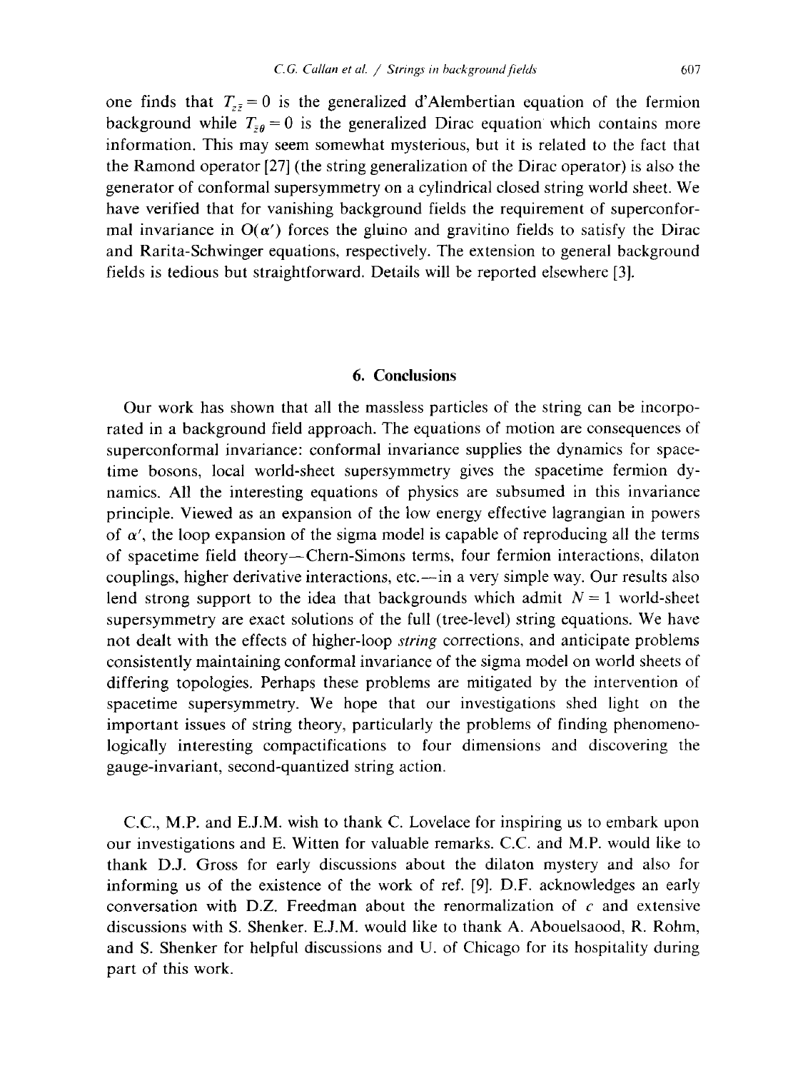one finds that $T_{z\bar{z}} = 0$ is the generalized d'Alembertian equation of the fermion background while $T_{\bar{z}\theta} = 0$ is the generalized Dirac equation which contains more information. This may seem somewhat mysterious, but it is related to the fact that the Ramond operator [27] (the string generalization of the Dirac operator) is also the generator of conformal supersymmetry on a cylindrical closed string world sheet. We have verified that for vanishing background fields the requirement of superconformal invariance in $O(\alpha')$ forces the gluino and gravitino fields to satisfy the Dirac and Rarita-Schwinger equations, respectively. The extension to general background fields is tedious but straightforward. Details will be reported elsewhere [3].

## 6. Conclusions

Our work has shown that all the massless particles of the string can be incorporated in a background field approach. The equations of motion are consequences of superconformal invariance: conformal invariance supplies the dynamics for spacetime bosons, local world-sheet supersymmetry gives the spacetime fermion dynamics. All the interesting equations of physics are subsumed in this invariance principle. Viewed as an expansion of the low energy effective lagrangian in powers of $\alpha'$, the loop expansion of the sigma model is capable of reproducing all the terms of spacetime field theory—Chern-Simons terms, four fermion interactions, dilaton couplings, higher derivative interactions, etc.—in a very simple way. Our results also lend strong support to the idea that backgrounds which admit $N = 1$ world-sheet supersymmetry are exact solutions of the full (tree-level) string equations. We have not dealt with the effects of higher-loop *string* corrections, and anticipate problems consistently maintaining conformal invariance of the sigma model on world sheets of differing topologies. Perhaps these problems are mitigated by the intervention of spacetime supersymmetry. We hope that our investigations shed light on the important issues of string theory, particularly the problems of finding phenomenologically interesting compactifications to four dimensions and discovering the gauge-invariant, second-quantized string action.

C.C., M.P. and E.J.M. wish to thank C. Lovelace for inspiring us to embark upon our investigations and E. Witten for valuable remarks. C.C. and M.P. would like to thank D.J. Gross for early discussions about the dilaton mystery and also for informing us of the existence of the work of ref. [9]. D.F. acknowledges an early conversation with D.Z. Freedman about the renormalization of $c$ and extensive discussions with S. Shenker. E.J.M. would like to thank A. Abouelsaood, R. Rohm, and S. Shenker for helpful discussions and U. of Chicago for its hospitality during part of this work.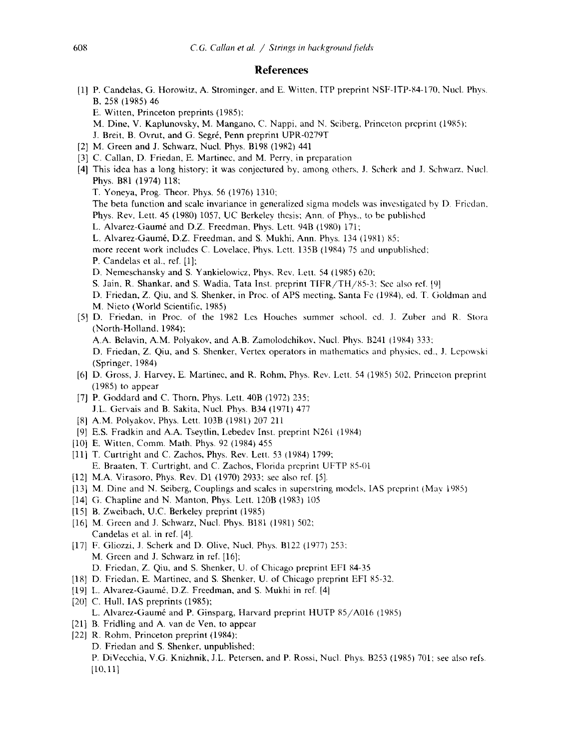## References

[1] P. Candelas, G. Horowitz, A. Strominger, and E. Witten, ITP preprint NSF-ITP-84-170, Nucl. Phys. B, 258 (1985) 46
E. Witten, Princeton preprints (1985);
M. Dine, V. Kaplunovsky, M. Mangano, C. Nappi, and N. Seiberg, Princeton preprint (1985);
J. Breit, B. Ovrut, and G. Segré, Penn preprint UPR-0279T

[2] M. Green and J. Schwarz, Nucl. Phys. B198 (1982) 441

[3] C. Callan, D. Friedan, E. Martinec, and M. Perry, in preparation

[4] This idea has a long history; it was conjectured by, among others, J. Scherk and J. Schwarz, Nucl. Phys. B81 (1974) 118;
T. Yoneya, Prog. Theor. Phys. 56 (1976) 1310;
The beta function and scale invariance in generalized sigma models was investigated by D. Friedan, Phys. Rev. Lett. 45 (1980) 1057, UC Berkeley thesis; Ann. of Phys., to be published
L. Alvarez-Gaumé and D.Z. Freedman, Phys. Lett. 94B (1980) 171;
L. Alvarez-Gaumé, D.Z. Freedman, and S. Mukhi, Ann. Phys. 134 (1981) 85;
more recent work includes C. Lovelace, Phys. Lett. 135B (1984) 75 and unpublished;
P. Candelas et al., ref. [1];
D. Nemeschansky and S. Yankielowicz, Phys. Rev. Lett. 54 (1985) 620;
S. Jain, R. Shankar, and S. Wadia, Tata Inst. preprint TIFR/TH/85-3; See also ref. [9]
D. Friedan, Z. Qiu, and S. Shenker, in Proc. of APS meeting, Santa Fe (1984), ed. T. Goldman and M. Nieto (World Scientific, 1985)

[5] D. Friedan, in Proc. of the 1982 Les Houches summer school, ed. J. Zuber and R. Stora (North-Holland, 1984);
A.A. Belavin, A.M. Polyakov, and A.B. Zamolodchikov, Nucl. Phys. B241 (1984) 333;
D. Friedan, Z. Qiu, and S. Shenker, Vertex operators in mathematics and physics, ed., J. Lepowski (Springer, 1984)

[6] D. Gross, J. Harvey, E. Martinec, and R. Rohm, Phys. Rev. Lett. 54 (1985) 502, Princeton preprint (1985) to appear

[7] P. Goddard and C. Thorn, Phys. Lett. 40B (1972) 235;
J.L. Gervais and B. Sakita, Nucl. Phys. B34 (1971) 477

[8] A.M. Polyakov, Phys. Lett. 103B (1981) 207 211

[9] E.S. Fradkin and A.A. Tseytlin, Lebedev Inst. preprint N261 (1984)

[10] E. Witten, Comm. Math. Phys. 92 (1984) 455

[11] T. Curtright and C. Zachos, Phys. Rev. Lett. 53 (1984) 1799;
E. Braaten, T. Curtright, and C. Zachos, Florida preprint UFTP 85-01

[12] M.A. Virasoro, Phys. Rev. D1 (1970) 2933; see also ref. [5].

[13] M. Dine and N. Seiberg, Couplings and scales in superstring models, IAS preprint (May 1985)

[14] G. Chapline and N. Manton, Phys. Lett. 120B (1983) 105

[15] B. Zweibach, U.C. Berkeley preprint (1985)

[16] M. Green and J. Schwarz, Nucl. Phys. B181 (1981) 502;
Candelas et al. in ref. [4].

[17] F. Gliozzi, J. Scherk and D. Olive, Nucl. Phys. B122 (1977) 253;
M. Green and J. Schwarz in ref. [16];
D. Friedan, Z. Qiu, and S. Shenker, U. of Chicago preprint EFI 84-35

[18] D. Friedan, E. Martinec, and S. Shenker, U. of Chicago preprint EFI 85-32.

[19] L. Alvarez-Gaumé, D.Z. Freedman, and S. Mukhi in ref. [4]

[20] C. Hull, IAS preprints (1985);
L. Alvarez-Gaumé and P. Ginsparg, Harvard preprint HUTP 85/A016 (1985)

[21] B. Fridling and A. van de Ven, to appear

[22] R. Rohm, Princeton preprint (1984);
D. Friedan and S. Shenker, unpublished;
P. DiVecchia, V.G. Knizhnik, J.L. Petersen, and P. Rossi, Nucl. Phys. B253 (1985) 701; see also refs. [10, 11]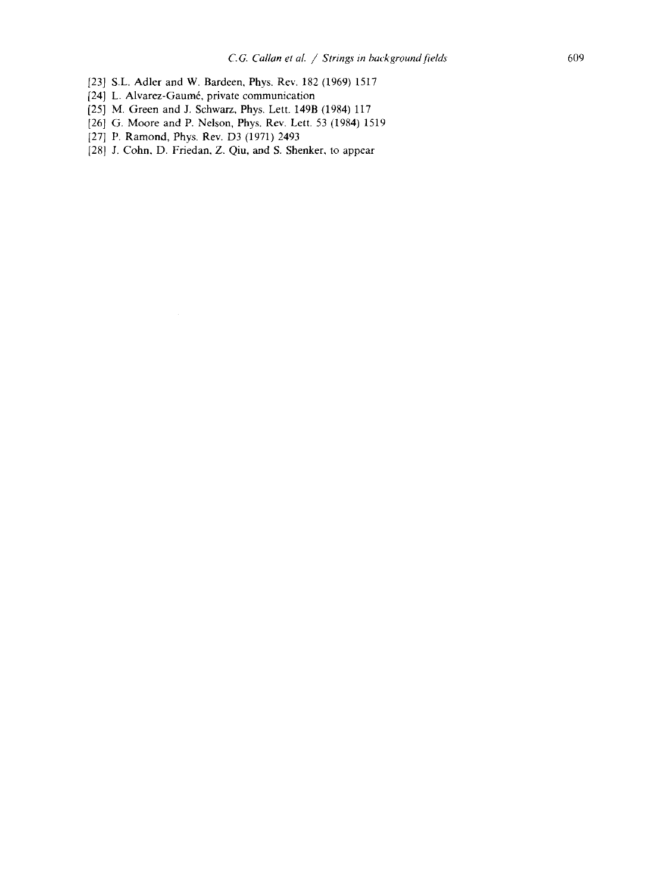[23] S.L. Adler and W. Bardeen, Phys. Rev. 182 (1969) 1517

[24] L. Alvarez-Gaumé, private communication

[25] M. Green and J. Schwarz, Phys. Lett. 149B (1984) 117

[26] G. Moore and P. Nelson, Phys. Rev. Lett. 53 (1984) 1519

[27] P. Ramond, Phys. Rev. D3 (1971) 2493

[28] J. Cohn, D. Friedan, Z. Qiu, and S. Shenker, to appear